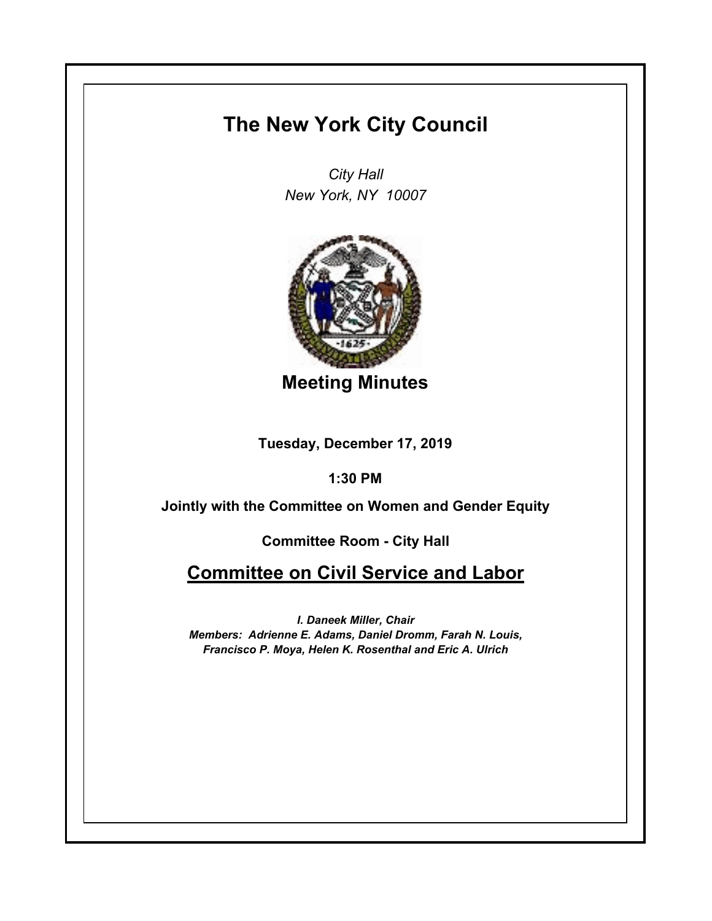# The New York City Council

*City Hall*
*New York, NY 10007*

## Meeting Minutes

**Tuesday, December 17, 2019**

**1:30 PM**

**Jointly with the Committee on Women and Gender Equity**

**Committee Room - City Hall**

## Committee on Civil Service and Labor

***I. Daneek Miller, Chair***
***Members: Adrienne E. Adams, Daniel Dromm, Farah N. Louis, Francisco P. Moya, Helen K. Rosenthal and Eric A. Ulrich***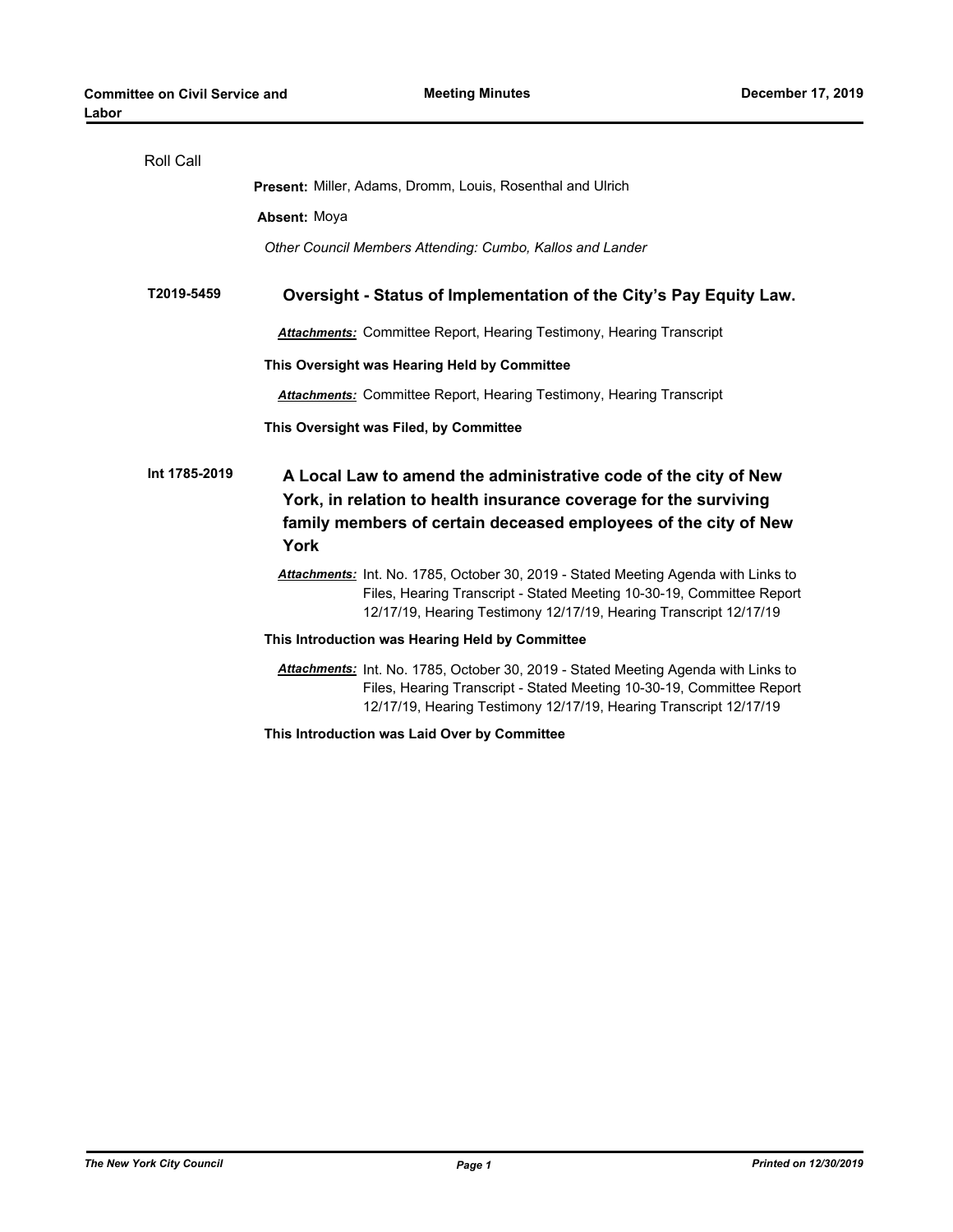Roll Call

**Present:** Miller, Adams, Dromm, Louis, Rosenthal and Ulrich

**Absent:** Moya

*Other Council Members Attending: Cumbo, Kallos and Lander*

**T2019-5459** **Oversight - Status of Implementation of the City's Pay Equity Law.**

***Attachments:*** Committee Report, Hearing Testimony, Hearing Transcript

**This Oversight was Hearing Held by Committee**

***Attachments:*** Committee Report, Hearing Testimony, Hearing Transcript

**This Oversight was Filed, by Committee**

**Int 1785-2019** **A Local Law to amend the administrative code of the city of New York, in relation to health insurance coverage for the surviving family members of certain deceased employees of the city of New York**

***Attachments:*** Int. No. 1785, October 30, 2019 - Stated Meeting Agenda with Links to Files, Hearing Transcript - Stated Meeting 10-30-19, Committee Report 12/17/19, Hearing Testimony 12/17/19, Hearing Transcript 12/17/19

**This Introduction was Hearing Held by Committee**

***Attachments:*** Int. No. 1785, October 30, 2019 - Stated Meeting Agenda with Links to Files, Hearing Transcript - Stated Meeting 10-30-19, Committee Report 12/17/19, Hearing Testimony 12/17/19, Hearing Transcript 12/17/19

**This Introduction was Laid Over by Committee**